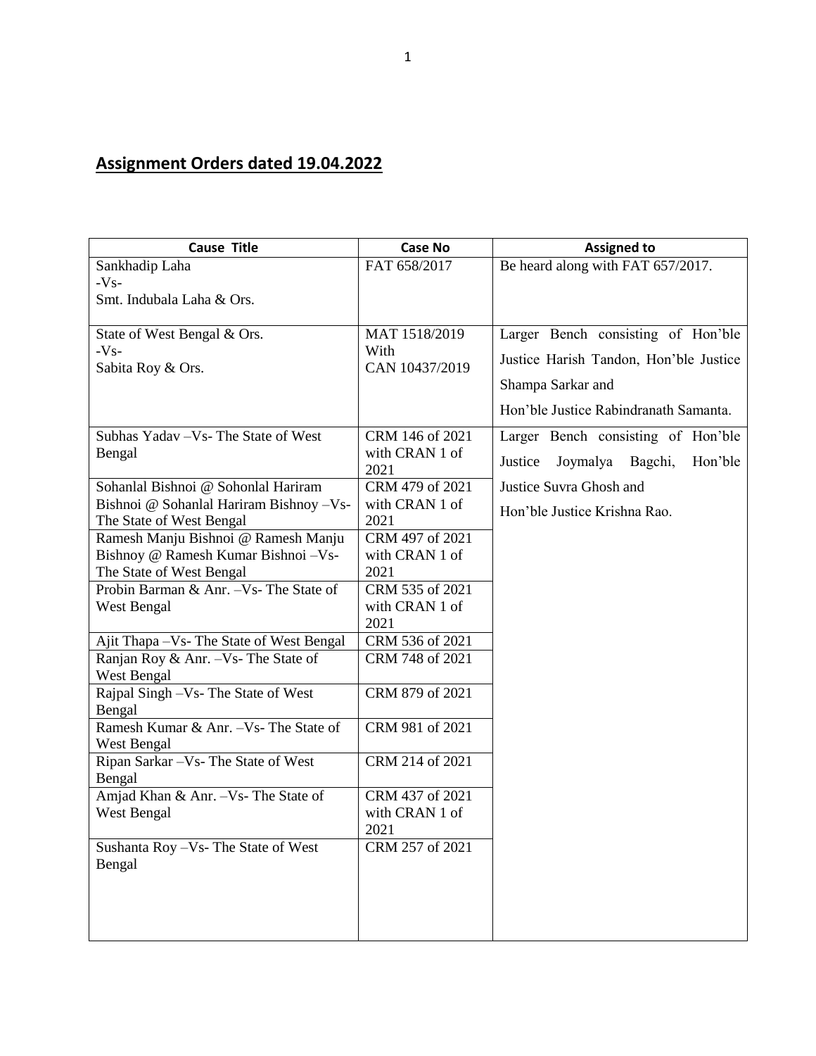## Assignment Orders dated 19.04.2022

| Cause Title | Case No | Assigned to |
|---|---|---|
| Sankhadip Laha<br>-Vs-<br>Smt. Indubala Laha & Ors. | FAT 658/2017 | Be heard along with FAT 657/2017. |
| State of West Bengal & Ors.<br>-Vs-<br>Sabita Roy & Ors. | MAT 1518/2019<br>With<br>CAN 10437/2019 | Larger Bench consisting of Hon'ble Justice Harish Tandon, Hon'ble Justice Shampa Sarkar and<br>Hon'ble Justice Rabindranath Samanta. |
| Subhas Yadav –Vs- The State of West Bengal | CRM 146 of 2021 with CRAN 1 of 2021 | Larger Bench consisting of Hon'ble Justice Joymalya Bagchi, Hon'ble Justice Suvra Ghosh and<br>Hon'ble Justice Krishna Rao. |
| Sohanlal Bishnoi @ Sohonlal Hariram Bishnoi @ Sohanlal Hariram Bishnoy –Vs- The State of West Bengal | CRM 479 of 2021 with CRAN 1 of 2021 | |
| Ramesh Manju Bishnoi @ Ramesh Manju Bishnoy @ Ramesh Kumar Bishnoi –Vs- The State of West Bengal | CRM 497 of 2021 with CRAN 1 of 2021 | |
| Probin Barman & Anr. –Vs- The State of West Bengal | CRM 535 of 2021 with CRAN 1 of 2021 | |
| Ajit Thapa –Vs- The State of West Bengal | CRM 536 of 2021 | |
| Ranjan Roy & Anr. –Vs- The State of West Bengal | CRM 748 of 2021 | |
| Rajpal Singh –Vs- The State of West Bengal | CRM 879 of 2021 | |
| Ramesh Kumar & Anr. –Vs- The State of West Bengal | CRM 981 of 2021 | |
| Ripan Sarkar –Vs- The State of West Bengal | CRM 214 of 2021 | |
| Amjad Khan & Anr. –Vs- The State of West Bengal | CRM 437 of 2021 with CRAN 1 of 2021 | |
| Sushanta Roy –Vs- The State of West Bengal | CRM 257 of 2021 | |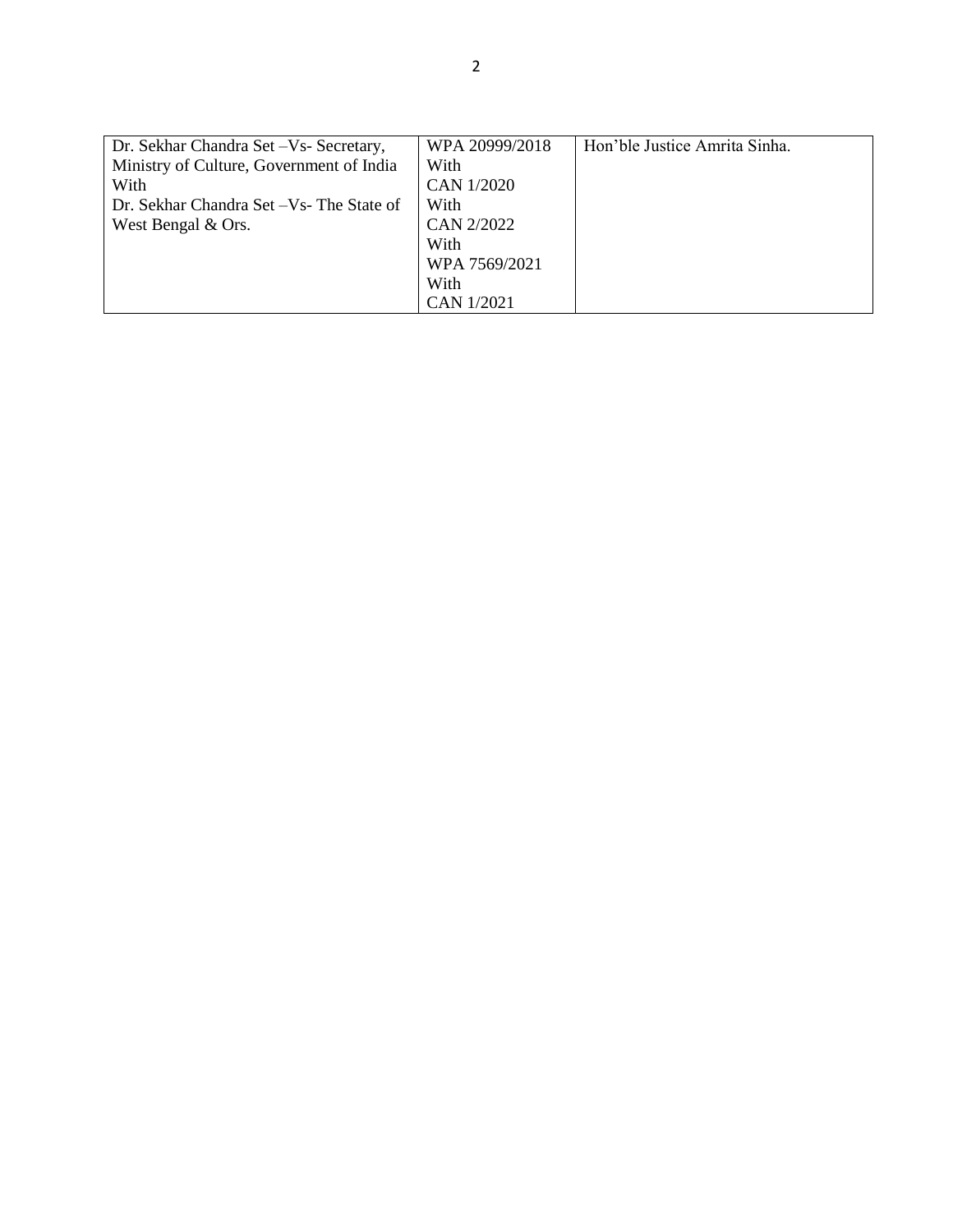| | | |
|---|---|---|
| Dr. Sekhar Chandra Set –Vs- Secretary, Ministry of Culture, Government of India<br>With<br>Dr. Sekhar Chandra Set –Vs- The State of West Bengal & Ors. | WPA 20999/2018<br>With<br>CAN 1/2020<br>With<br>CAN 2/2022<br>With<br>WPA 7569/2021<br>With<br>CAN 1/2021 | Hon’ble Justice Amrita Sinha. |